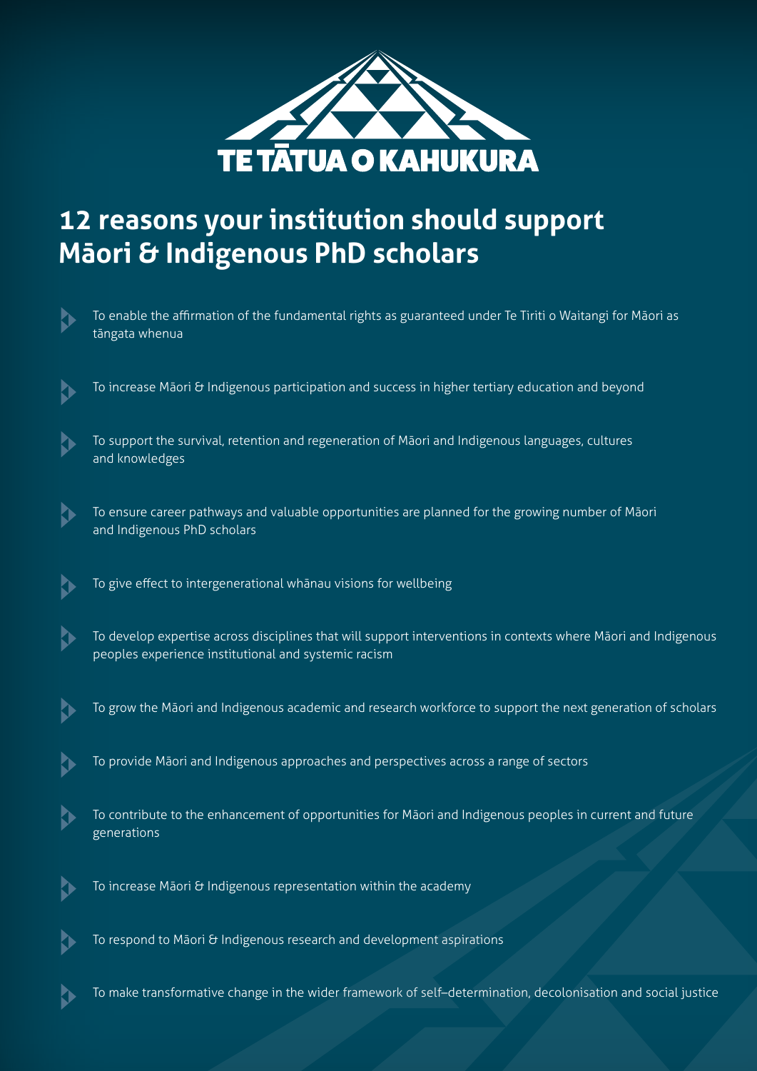TE TĀTUA O KAHUKURA

# 12 reasons your institution should support Māori & Indigenous PhD scholars

- To enable the affirmation of the fundamental rights as guaranteed under Te Tiriti o Waitangi for Māori as tāngata whenua
- To increase Māori & Indigenous participation and success in higher tertiary education and beyond
- To support the survival, retention and regeneration of Māori and Indigenous languages, cultures and knowledges
- To ensure career pathways and valuable opportunities are planned for the growing number of Māori and Indigenous PhD scholars
- To give effect to intergenerational whānau visions for wellbeing
- To develop expertise across disciplines that will support interventions in contexts where Māori and Indigenous peoples experience institutional and systemic racism
- To grow the Māori and Indigenous academic and research workforce to support the next generation of scholars
- To provide Māori and Indigenous approaches and perspectives across a range of sectors
- To contribute to the enhancement of opportunities for Māori and Indigenous peoples in current and future generations
- To increase Māori & Indigenous representation within the academy
- To respond to Māori & Indigenous research and development aspirations
- To make transformative change in the wider framework of self–determination, decolonisation and social justice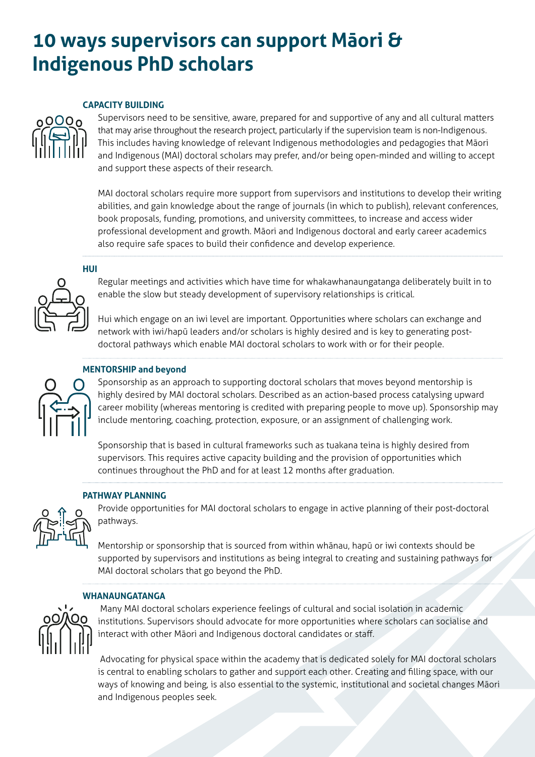# 10 ways supervisors can support Māori & Indigenous PhD scholars

### CAPACITY BUILDING

Supervisors need to be sensitive, aware, prepared for and supportive of any and all cultural matters that may arise throughout the research project, particularly if the supervision team is non-Indigenous. This includes having knowledge of relevant Indigenous methodologies and pedagogies that Māori and Indigenous (MAI) doctoral scholars may prefer, and/or being open-minded and willing to accept and support these aspects of their research.

MAI doctoral scholars require more support from supervisors and institutions to develop their writing abilities, and gain knowledge about the range of journals (in which to publish), relevant conferences, book proposals, funding, promotions, and university committees, to increase and access wider professional development and growth. Māori and Indigenous doctoral and early career academics also require safe spaces to build their confidence and develop experience.

### HUI

Regular meetings and activities which have time for whakawhanaungatanga deliberately built in to enable the slow but steady development of supervisory relationships is critical.

Hui which engage on an iwi level are important. Opportunities where scholars can exchange and network with iwi/hapū leaders and/or scholars is highly desired and is key to generating post-doctoral pathways which enable MAI doctoral scholars to work with or for their people.

### MENTORSHIP and beyond

Sponsorship as an approach to supporting doctoral scholars that moves beyond mentorship is highly desired by MAI doctoral scholars. Described as an action-based process catalysing upward career mobility (whereas mentoring is credited with preparing people to move up). Sponsorship may include mentoring, coaching, protection, exposure, or an assignment of challenging work.

Sponsorship that is based in cultural frameworks such as tuakana teina is highly desired from supervisors. This requires active capacity building and the provision of opportunities which continues throughout the PhD and for at least 12 months after graduation.

### PATHWAY PLANNING

Provide opportunities for MAI doctoral scholars to engage in active planning of their post-doctoral pathways.

Mentorship or sponsorship that is sourced from within whānau, hapū or iwi contexts should be supported by supervisors and institutions as being integral to creating and sustaining pathways for MAI doctoral scholars that go beyond the PhD.

### WHANAUNGATANGA

Many MAI doctoral scholars experience feelings of cultural and social isolation in academic institutions. Supervisors should advocate for more opportunities where scholars can socialise and interact with other Māori and Indigenous doctoral candidates or staff.

Advocating for physical space within the academy that is dedicated solely for MAI doctoral scholars is central to enabling scholars to gather and support each other. Creating and filling space, with our ways of knowing and being, is also essential to the systemic, institutional and societal changes Māori and Indigenous peoples seek.